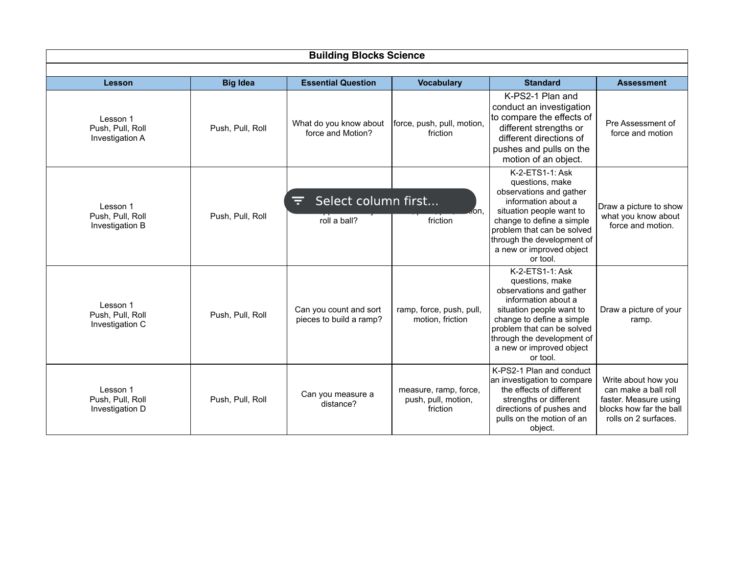| Building Blocks Science | | | | | |
|---|---|---|---|---|---|
| **Lesson** | **Big Idea** | **Essential Question** | **Vocabulary** | **Standard** | **Assessment** |
| Lesson 1 Push, Pull, Roll Investigation A | Push, Pull, Roll | What do you know about force and Motion? | force, push, pull, motion, friction | K-PS2-1 Plan and conduct an investigation to compare the effects of different strengths or different directions of pushes and pulls on the motion of an object. | Pre Assessment of force and motion |
| Lesson 1 Push, Pull, Roll Investigation B | Push, Pull, Roll | ... roll a ball? | force, push, pull, motion, friction | K-2-ETS1-1: Ask questions, make observations and gather information about a situation people want to change to define a simple problem that can be solved through the development of a new or improved object or tool. | Draw a picture to show what you know about force and motion. |
| Lesson 1 Push, Pull, Roll Investigation C | Push, Pull, Roll | Can you count and sort pieces to build a ramp? | ramp, force, push, pull, motion, friction | K-2-ETS1-1: Ask questions, make observations and gather information about a situation people want to change to define a simple problem that can be solved through the development of a new or improved object or tool. | Draw a picture of your ramp. |
| Lesson 1 Push, Pull, Roll Investigation D | Push, Pull, Roll | Can you measure a distance? | measure, ramp, force, push, pull, motion, friction | K-PS2-1 Plan and conduct an investigation to compare the effects of different strengths or different directions of pushes and pulls on the motion of an object. | Write about how you can make a ball roll faster. Measure using blocks how far the ball rolls on 2 surfaces. |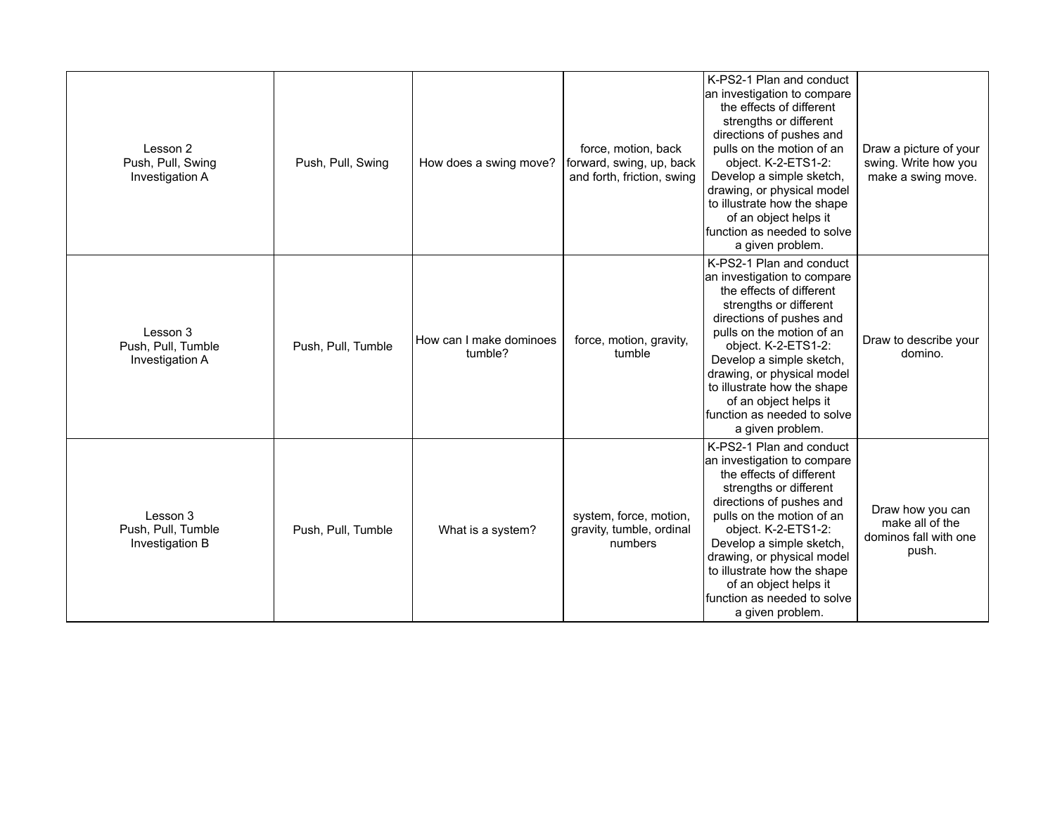| | | | | | |
|---|---|---|---|---|---|
| Lesson 2 Push, Pull, Swing Investigation A | Push, Pull, Swing | How does a swing move? | force, motion, back forward, swing, up, back and forth, friction, swing | K-PS2-1 Plan and conduct an investigation to compare the effects of different strengths or different directions of pushes and pulls on the motion of an object. K-2-ETS1-2: Develop a simple sketch, drawing, or physical model to illustrate how the shape of an object helps it function as needed to solve a given problem. | Draw a picture of your swing. Write how you make a swing move. |
| Lesson 3 Push, Pull, Tumble Investigation A | Push, Pull, Tumble | How can I make dominoes tumble? | force, motion, gravity, tumble | K-PS2-1 Plan and conduct an investigation to compare the effects of different strengths or different directions of pushes and pulls on the motion of an object. K-2-ETS1-2: Develop a simple sketch, drawing, or physical model to illustrate how the shape of an object helps it function as needed to solve a given problem. | Draw to describe your domino. |
| Lesson 3 Push, Pull, Tumble Investigation B | Push, Pull, Tumble | What is a system? | system, force, motion, gravity, tumble, ordinal numbers | K-PS2-1 Plan and conduct an investigation to compare the effects of different strengths or different directions of pushes and pulls on the motion of an object. K-2-ETS1-2: Develop a simple sketch, drawing, or physical model to illustrate how the shape of an object helps it function as needed to solve a given problem. | Draw how you can make all of the dominos fall with one push. |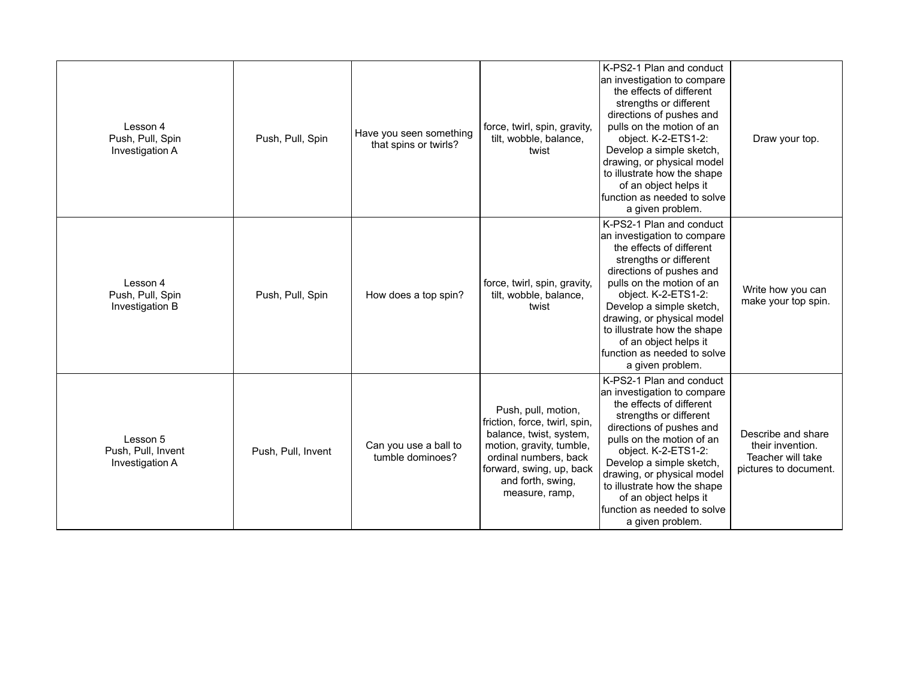| | | | | | |
|---|---|---|---|---|---|
| Lesson 4<br>Push, Pull, Spin<br>Investigation A | Push, Pull, Spin | Have you seen something that spins or twirls? | force, twirl, spin, gravity, tilt, wobble, balance, twist | K-PS2-1 Plan and conduct an investigation to compare the effects of different strengths or different directions of pushes and pulls on the motion of an object. K-2-ETS1-2: Develop a simple sketch, drawing, or physical model to illustrate how the shape of an object helps it function as needed to solve a given problem. | Draw your top. |
| Lesson 4<br>Push, Pull, Spin<br>Investigation B | Push, Pull, Spin | How does a top spin? | force, twirl, spin, gravity, tilt, wobble, balance, twist | K-PS2-1 Plan and conduct an investigation to compare the effects of different strengths or different directions of pushes and pulls on the motion of an object. K-2-ETS1-2: Develop a simple sketch, drawing, or physical model to illustrate how the shape of an object helps it function as needed to solve a given problem. | Write how you can make your top spin. |
| Lesson 5<br>Push, Pull, Invent<br>Investigation A | Push, Pull, Invent | Can you use a ball to tumble dominoes? | Push, pull, motion, friction, force, twirl, spin, balance, twist, system, motion, gravity, tumble, ordinal numbers, back forward, swing, up, back and forth, swing, measure, ramp, | K-PS2-1 Plan and conduct an investigation to compare the effects of different strengths or different directions of pushes and pulls on the motion of an object. K-2-ETS1-2: Develop a simple sketch, drawing, or physical model to illustrate how the shape of an object helps it function as needed to solve a given problem. | Describe and share their invention. Teacher will take pictures to document. |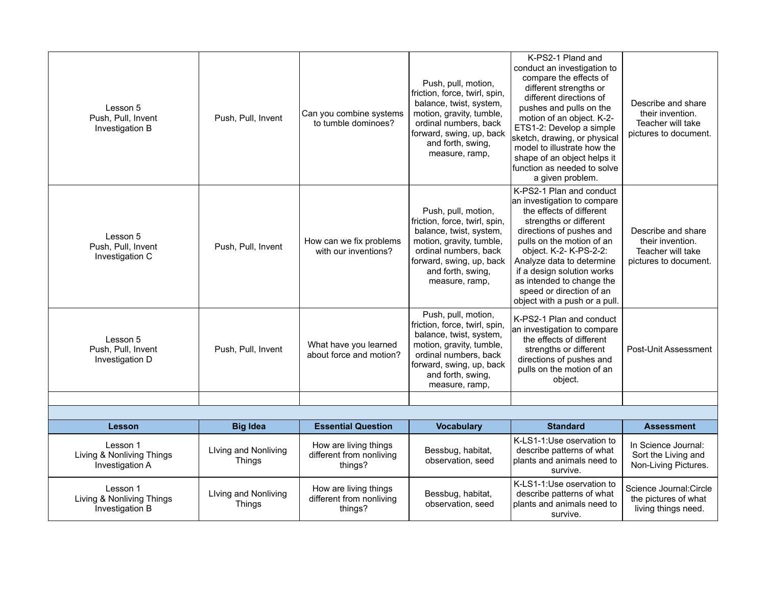| Lesson 5 Push, Pull, Invent Investigation B | Push, Pull, Invent | Can you combine systems to tumble dominoes? | Push, pull, motion, friction, force, twirl, spin, balance, twist, system, motion, gravity, tumble, ordinal numbers, back forward, swing, up, back and forth, swing, measure, ramp, | K-PS2-1 Pland and conduct an investigation to compare the effects of different strengths or different directions of pushes and pulls on the motion of an object. K-2-ETS1-2: Develop a simple sketch, drawing, or physical model to illustrate how the shape of an object helps it function as needed to solve a given problem. | Describe and share their invention. Teacher will take pictures to document. |
|---|---|---|---|---|---|
| Lesson 5 Push, Pull, Invent Investigation C | Push, Pull, Invent | How can we fix problems with our inventions? | Push, pull, motion, friction, force, twirl, spin, balance, twist, system, motion, gravity, tumble, ordinal numbers, back forward, swing, up, back and forth, swing, measure, ramp, | K-PS2-1 Plan and conduct an investigation to compare the effects of different strengths or different directions of pushes and pulls on the motion of an object. K-2- K-PS-2-2: Analyze data to determine if a design solution works as intended to change the speed or direction of an object with a push or a pull. | Describe and share their invention. Teacher will take pictures to document. |
| Lesson 5 Push, Pull, Invent Investigation D | Push, Pull, Invent | What have you learned about force and motion? | Push, pull, motion, friction, force, twirl, spin, balance, twist, system, motion, gravity, tumble, ordinal numbers, back forward, swing, up, back and forth, swing, measure, ramp, | K-PS2-1 Plan and conduct an investigation to compare the effects of different strengths or different directions of pushes and pulls on the motion of an object. | Post-Unit Assessment |
| | | | | | |

| Lesson | Big Idea | Essential Question | Vocabulary | Standard | Assessment |
|---|---|---|---|---|---|
| Lesson 1 Living & Nonliving Things Investigation A | LIving and Nonliving Things | How are living things different from nonliving things? | Bessbug, habitat, observation, seed | K-LS1-1:Use oservation to describe patterns of what plants and animals need to survive. | In Science Journal: Sort the Living and Non-Living Pictures. |
| Lesson 1 Living & Nonliving Things Investigation B | LIving and Nonliving Things | How are living things different from nonliving things? | Bessbug, habitat, observation, seed | K-LS1-1:Use oservation to describe patterns of what plants and animals need to survive. | Science Journal:Circle the pictures of what living things need. |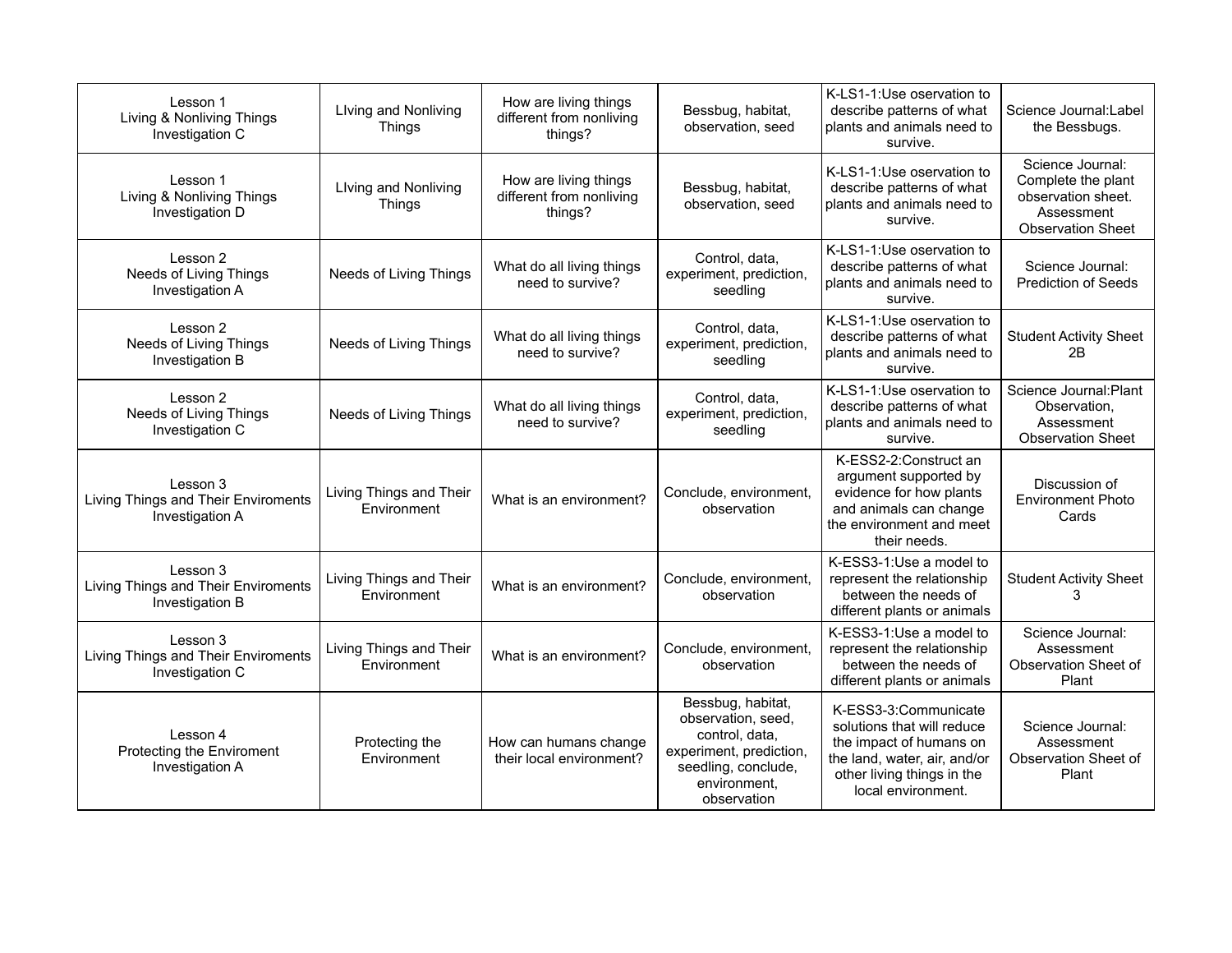| Lesson 1<br>Living & Nonliving Things<br>Investigation C | LIving and Nonliving Things | How are living things different from nonliving things? | Bessbug, habitat, observation, seed | K-LS1-1:Use oservation to describe patterns of what plants and animals need to survive. | Science Journal:Label the Bessbugs. |
|---|---|---|---|---|---|
| Lesson 1<br>Living & Nonliving Things<br>Investigation D | LIving and Nonliving Things | How are living things different from nonliving things? | Bessbug, habitat, observation, seed | K-LS1-1:Use oservation to describe patterns of what plants and animals need to survive. | Science Journal: Complete the plant observation sheet. Assessment Observation Sheet |
| Lesson 2<br>Needs of Living Things<br>Investigation A | Needs of Living Things | What do all living things need to survive? | Control, data, experiment, prediction, seedling | K-LS1-1:Use oservation to describe patterns of what plants and animals need to survive. | Science Journal: Prediction of Seeds |
| Lesson 2<br>Needs of Living Things<br>Investigation B | Needs of Living Things | What do all living things need to survive? | Control, data, experiment, prediction, seedling | K-LS1-1:Use oservation to describe patterns of what plants and animals need to survive. | Student Activity Sheet 2B |
| Lesson 2<br>Needs of Living Things<br>Investigation C | Needs of Living Things | What do all living things need to survive? | Control, data, experiment, prediction, seedling | K-LS1-1:Use oservation to describe patterns of what plants and animals need to survive. | Science Journal:Plant Observation, Assessment Observation Sheet |
| Lesson 3<br>Living Things and Their Enviroments<br>Investigation A | Living Things and Their Environment | What is an environment? | Conclude, environment, observation | K-ESS2-2:Construct an argument supported by evidence for how plants and animals can change the environment and meet their needs. | Discussion of Environment Photo Cards |
| Lesson 3<br>Living Things and Their Enviroments<br>Investigation B | Living Things and Their Environment | What is an environment? | Conclude, environment, observation | K-ESS3-1:Use a model to represent the relationship between the needs of different plants or animals | Student Activity Sheet 3 |
| Lesson 3<br>Living Things and Their Enviroments<br>Investigation C | Living Things and Their Environment | What is an environment? | Conclude, environment, observation | K-ESS3-1:Use a model to represent the relationship between the needs of different plants or animals | Science Journal: Assessment Observation Sheet of Plant |
| Lesson 4<br>Protecting the Enviroment<br>Investigation A | Protecting the Environment | How can humans change their local environment? | Bessbug, habitat, observation, seed, control, data, experiment, prediction, seedling, conclude, environment, observation | K-ESS3-3:Communicate solutions that will reduce the impact of humans on the land, water, air, and/or other living things in the local environment. | Science Journal: Assessment Observation Sheet of Plant |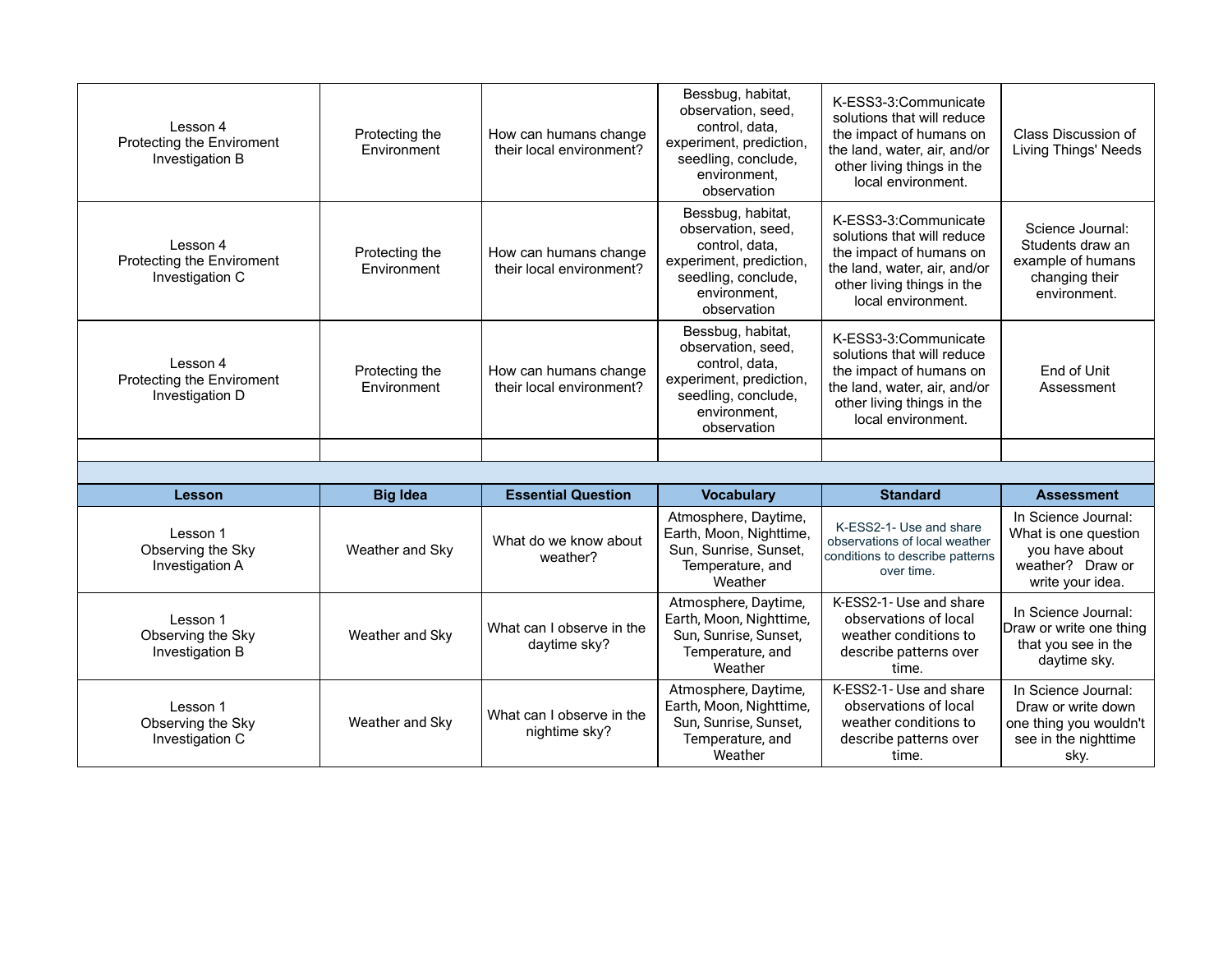| | | | | | |
|---|---|---|---|---|---|
| Lesson 4<br>Protecting the Enviroment<br>Investigation B | Protecting the Environment | How can humans change their local environment? | Bessbug, habitat, observation, seed, control, data, experiment, prediction, seedling, conclude, environment, observation | K-ESS3-3:Communicate solutions that will reduce the impact of humans on the land, water, air, and/or other living things in the local environment. | Class Discussion of Living Things' Needs |
| Lesson 4<br>Protecting the Enviroment<br>Investigation C | Protecting the Environment | How can humans change their local environment? | Bessbug, habitat, observation, seed, control, data, experiment, prediction, seedling, conclude, environment, observation | K-ESS3-3:Communicate solutions that will reduce the impact of humans on the land, water, air, and/or other living things in the local environment. | Science Journal: Students draw an example of humans changing their environment. |
| Lesson 4<br>Protecting the Enviroment<br>Investigation D | Protecting the Environment | How can humans change their local environment? | Bessbug, habitat, observation, seed, control, data, experiment, prediction, seedling, conclude, environment, observation | K-ESS3-3:Communicate solutions that will reduce the impact of humans on the land, water, air, and/or other living things in the local environment. | End of Unit Assessment |
| | | | | | |

| Lesson | Big Idea | Essential Question | Vocabulary | Standard | Assessment |
|---|---|---|---|---|---|
| Lesson 1<br>Observing the Sky<br>Investigation A | Weather and Sky | What do we know about weather? | Atmosphere, Daytime, Earth, Moon, Nighttime, Sun, Sunrise, Sunset, Temperature, and Weather | K-ESS2-1- Use and share observations of local weather conditions to describe patterns over time. | In Science Journal: What is one question you have about weather? Draw or write your idea. |
| Lesson 1<br>Observing the Sky<br>Investigation B | Weather and Sky | What can I observe in the daytime sky? | Atmosphere, Daytime, Earth, Moon, Nighttime, Sun, Sunrise, Sunset, Temperature, and Weather | K-ESS2-1- Use and share observations of local weather conditions to describe patterns over time. | In Science Journal: Draw or write one thing that you see in the daytime sky. |
| Lesson 1<br>Observing the Sky<br>Investigation C | Weather and Sky | What can I observe in the nightime sky? | Atmosphere, Daytime, Earth, Moon, Nighttime, Sun, Sunrise, Sunset, Temperature, and Weather | K-ESS2-1- Use and share observations of local weather conditions to describe patterns over time. | In Science Journal: Draw or write down one thing you wouldn't see in the nighttime sky. |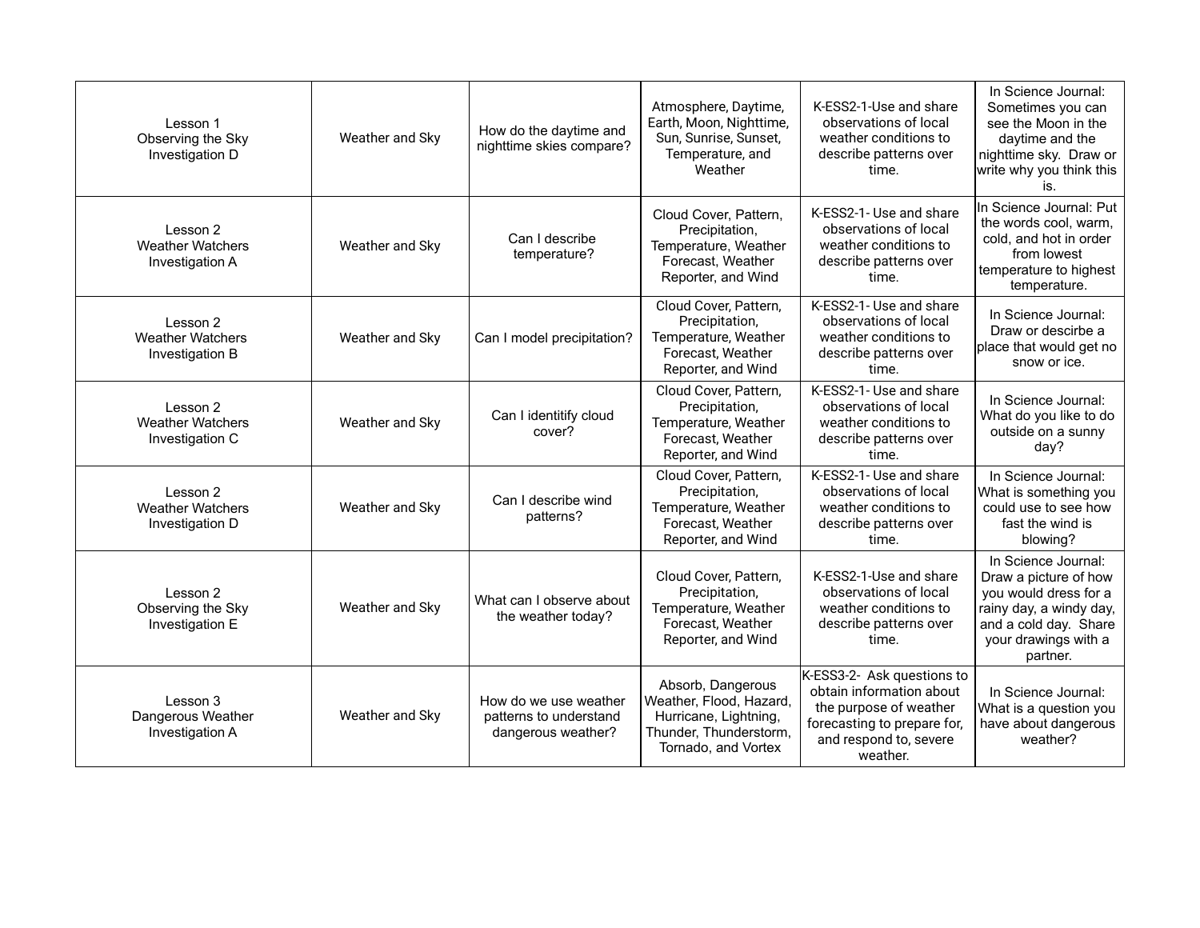| | | | | | |
|---|---|---|---|---|---|
| Lesson 1 Observing the Sky Investigation D | Weather and Sky | How do the daytime and nighttime skies compare? | Atmosphere, Daytime, Earth, Moon, Nighttime, Sun, Sunrise, Sunset, Temperature, and Weather | K-ESS2-1-Use and share observations of local weather conditions to describe patterns over time. | In Science Journal: Sometimes you can see the Moon in the daytime and the nighttime sky. Draw or write why you think this is. |
| Lesson 2 Weather Watchers Investigation A | Weather and Sky | Can I describe temperature? | Cloud Cover, Pattern, Precipitation, Temperature, Weather Forecast, Weather Reporter, and Wind | K-ESS2-1- Use and share observations of local weather conditions to describe patterns over time. | In Science Journal: Put the words cool, warm, cold, and hot in order from lowest temperature to highest temperature. |
| Lesson 2 Weather Watchers Investigation B | Weather and Sky | Can I model precipitation? | Cloud Cover, Pattern, Precipitation, Temperature, Weather Forecast, Weather Reporter, and Wind | K-ESS2-1- Use and share observations of local weather conditions to describe patterns over time. | In Science Journal: Draw or descirbe a place that would get no snow or ice. |
| Lesson 2 Weather Watchers Investigation C | Weather and Sky | Can I identitify cloud cover? | Cloud Cover, Pattern, Precipitation, Temperature, Weather Forecast, Weather Reporter, and Wind | K-ESS2-1- Use and share observations of local weather conditions to describe patterns over time. | In Science Journal: What do you like to do outside on a sunny day? |
| Lesson 2 Weather Watchers Investigation D | Weather and Sky | Can I describe wind patterns? | Cloud Cover, Pattern, Precipitation, Temperature, Weather Forecast, Weather Reporter, and Wind | K-ESS2-1- Use and share observations of local weather conditions to describe patterns over time. | In Science Journal: What is something you could use to see how fast the wind is blowing? |
| Lesson 2 Observing the Sky Investigation E | Weather and Sky | What can I observe about the weather today? | Cloud Cover, Pattern, Precipitation, Temperature, Weather Forecast, Weather Reporter, and Wind | K-ESS2-1-Use and share observations of local weather conditions to describe patterns over time. | In Science Journal: Draw a picture of how you would dress for a rainy day, a windy day, and a cold day. Share your drawings with a partner. |
| Lesson 3 Dangerous Weather Investigation A | Weather and Sky | How do we use weather patterns to understand dangerous weather? | Absorb, Dangerous Weather, Flood, Hazard, Hurricane, Lightning, Thunder, Thunderstorm, Tornado, and Vortex | K-ESS3-2- Ask questions to obtain information about the purpose of weather forecasting to prepare for, and respond to, severe weather. | In Science Journal: What is a question you have about dangerous weather? |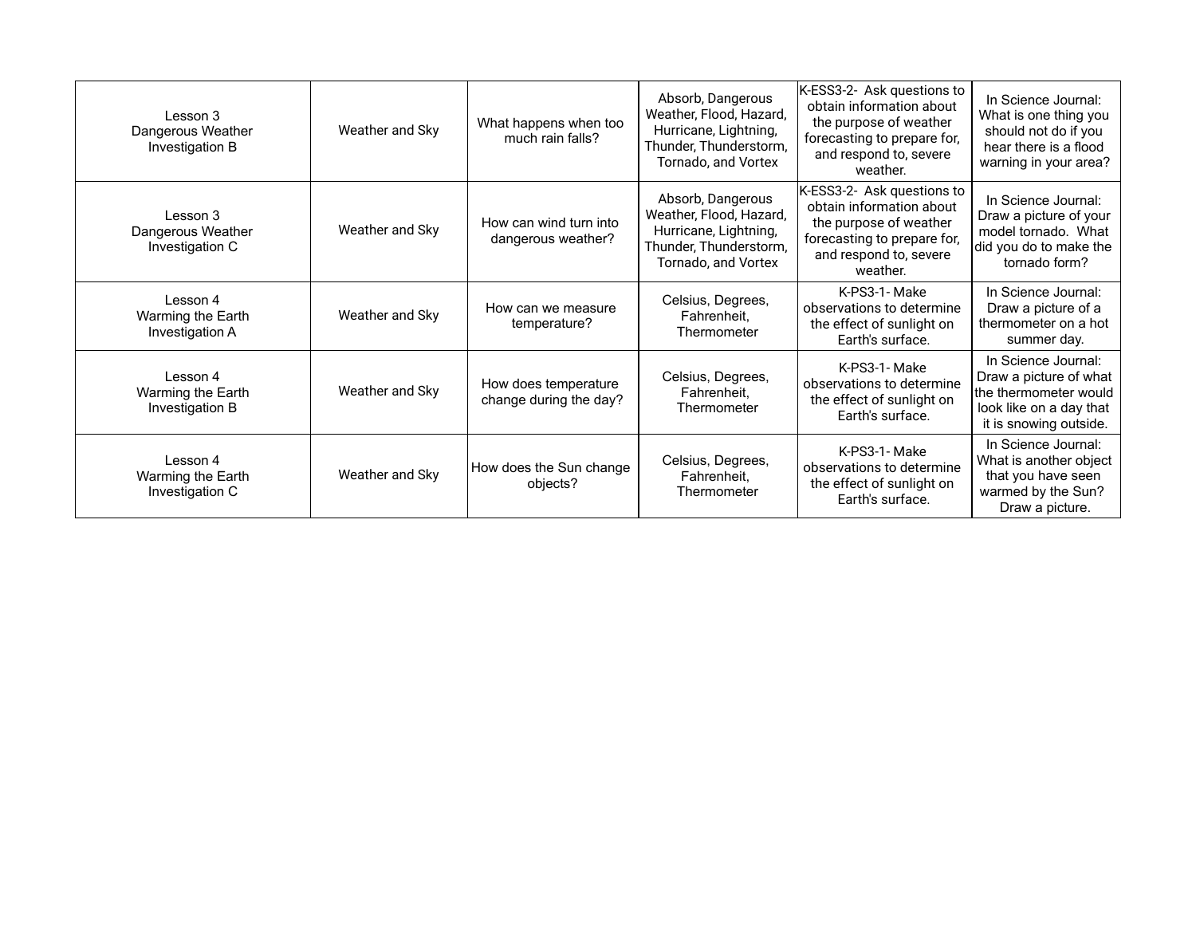| Lesson 3 Dangerous Weather Investigation B | Weather and Sky | What happens when too much rain falls? | Absorb, Dangerous Weather, Flood, Hazard, Hurricane, Lightning, Thunder, Thunderstorm, Tornado, and Vortex | K-ESS3-2- Ask questions to obtain information about the purpose of weather forecasting to prepare for, and respond to, severe weather. | In Science Journal: What is one thing you should not do if you hear there is a flood warning in your area? |
|---|---|---|---|---|---|
| Lesson 3 Dangerous Weather Investigation C | Weather and Sky | How can wind turn into dangerous weather? | Absorb, Dangerous Weather, Flood, Hazard, Hurricane, Lightning, Thunder, Thunderstorm, Tornado, and Vortex | K-ESS3-2- Ask questions to obtain information about the purpose of weather forecasting to prepare for, and respond to, severe weather. | In Science Journal: Draw a picture of your model tornado. What did you do to make the tornado form? |
| Lesson 4 Warming the Earth Investigation A | Weather and Sky | How can we measure temperature? | Celsius, Degrees, Fahrenheit, Thermometer | K-PS3-1- Make observations to determine the effect of sunlight on Earth's surface. | In Science Journal: Draw a picture of a thermometer on a hot summer day. |
| Lesson 4 Warming the Earth Investigation B | Weather and Sky | How does temperature change during the day? | Celsius, Degrees, Fahrenheit, Thermometer | K-PS3-1- Make observations to determine the effect of sunlight on Earth's surface. | In Science Journal: Draw a picture of what the thermometer would look like on a day that it is snowing outside. |
| Lesson 4 Warming the Earth Investigation C | Weather and Sky | How does the Sun change objects? | Celsius, Degrees, Fahrenheit, Thermometer | K-PS3-1- Make observations to determine the effect of sunlight on Earth's surface. | In Science Journal: What is another object that you have seen warmed by the Sun? Draw a picture. |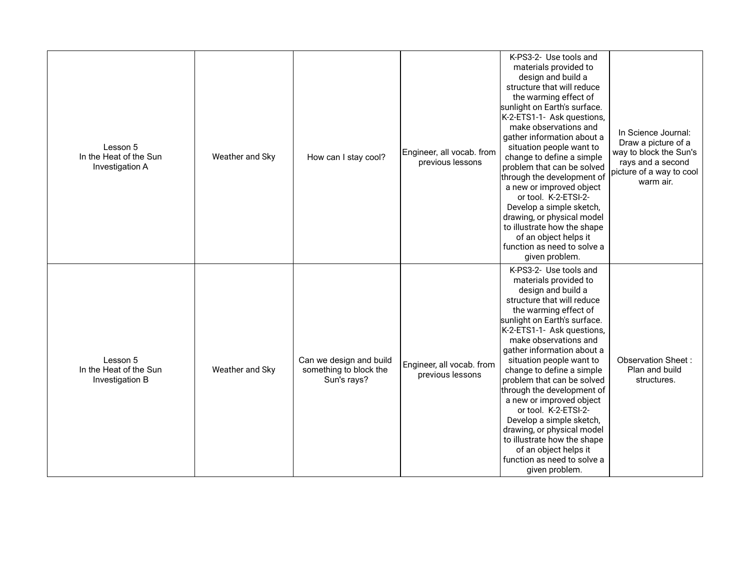| Lesson 5 In the Heat of the Sun Investigation A | Weather and Sky | How can I stay cool? | Engineer, all vocab. from previous lessons | K-PS3-2- Use tools and materials provided to design and build a structure that will reduce the warming effect of sunlight on Earth's surface. K-2-ETS1-1- Ask questions, make observations and gather information about a situation people want to change to define a simple problem that can be solved through the development of a new or improved object or tool. K-2-ETSI-2- Develop a simple sketch, drawing, or physical model to illustrate how the shape of an object helps it function as need to solve a given problem. | In Science Journal: Draw a picture of a way to block the Sun's rays and a second picture of a way to cool warm air. |
|---|---|---|---|---|---|
| Lesson 5 In the Heat of the Sun Investigation B | Weather and Sky | Can we design and build something to block the Sun's rays? | Engineer, all vocab. from previous lessons | K-PS3-2- Use tools and materials provided to design and build a structure that will reduce the warming effect of sunlight on Earth's surface. K-2-ETS1-1- Ask questions, make observations and gather information about a situation people want to change to define a simple problem that can be solved through the development of a new or improved object or tool. K-2-ETSI-2- Develop a simple sketch, drawing, or physical model to illustrate how the shape of an object helps it function as need to solve a given problem. | Observation Sheet : Plan and build structures. |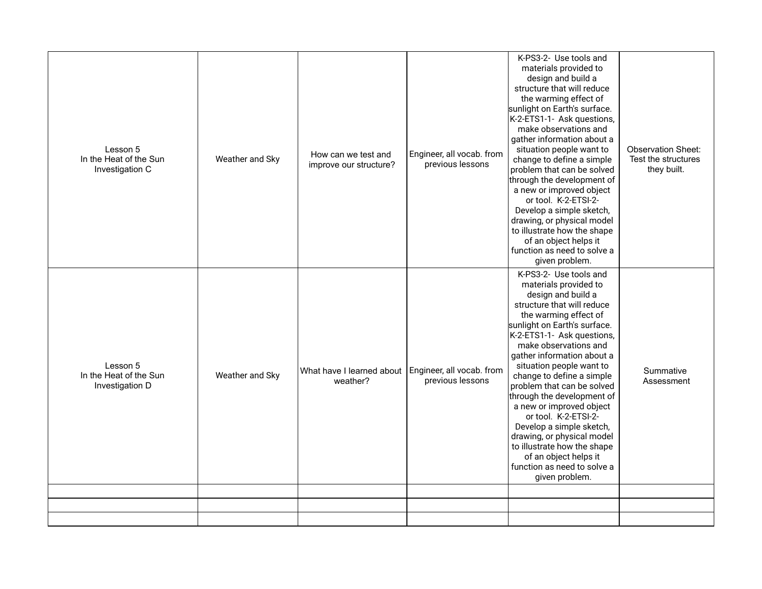| | | | | | |
|---|---|---|---|---|---|
| Lesson 5<br>In the Heat of the Sun<br>Investigation C | Weather and Sky | How can we test and improve our structure? | Engineer, all vocab. from previous lessons | K-PS3-2- Use tools and materials provided to design and build a structure that will reduce the warming effect of sunlight on Earth's surface. K-2-ETS1-1- Ask questions, make observations and gather information about a situation people want to change to define a simple problem that can be solved through the development of a new or improved object or tool. K-2-ETSI-2- Develop a simple sketch, drawing, or physical model to illustrate how the shape of an object helps it function as need to solve a given problem. | Observation Sheet: Test the structures they built. |
| Lesson 5<br>In the Heat of the Sun<br>Investigation D | Weather and Sky | What have I learned about weather? | Engineer, all vocab. from previous lessons | K-PS3-2- Use tools and materials provided to design and build a structure that will reduce the warming effect of sunlight on Earth's surface. K-2-ETS1-1- Ask questions, make observations and gather information about a situation people want to change to define a simple problem that can be solved through the development of a new or improved object or tool. K-2-ETSI-2- Develop a simple sketch, drawing, or physical model to illustrate how the shape of an object helps it function as need to solve a given problem. | Summative Assessment |
| | | | | | |
| | | | | | |
| | | | | | |